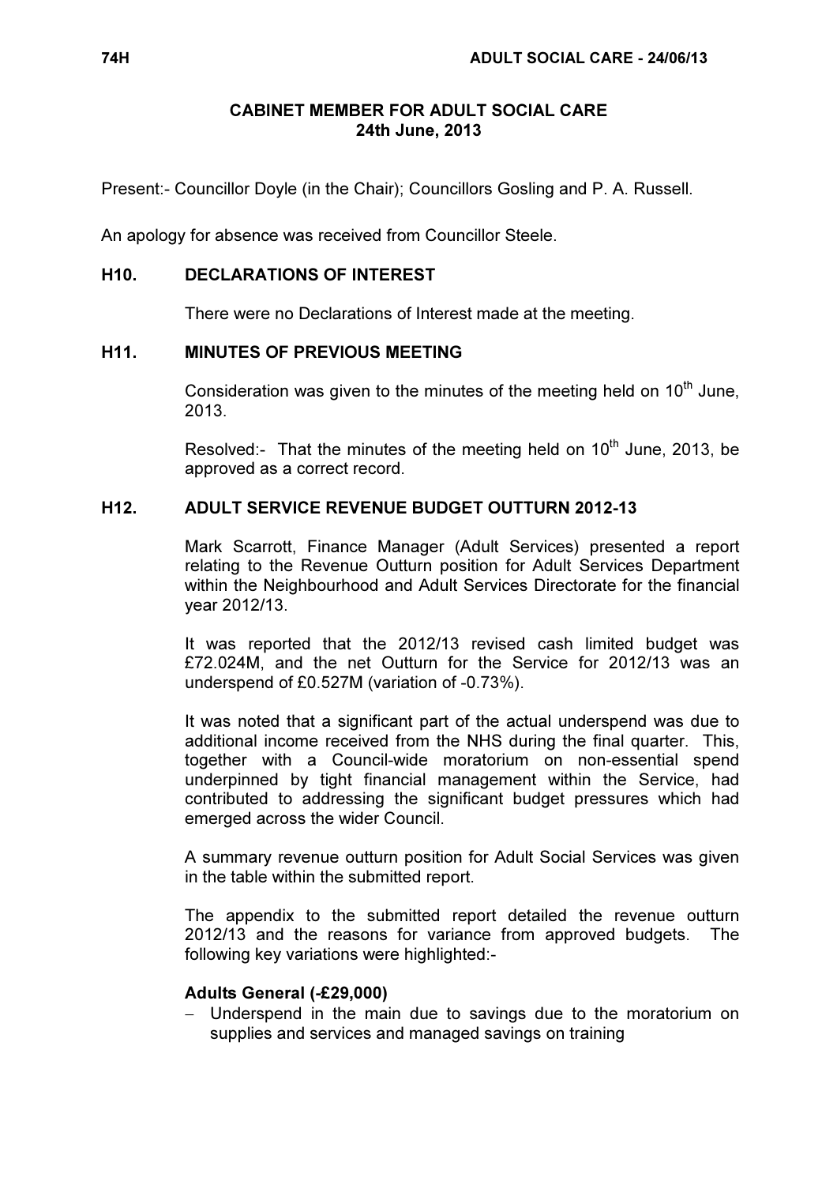# CABINET MEMBER FOR ADULT SOCIAL CARE
## 24th June, 2013

Present:- Councillor Doyle (in the Chair); Councillors Gosling and P. A. Russell.

An apology for absence was received from Councillor Steele.

### H10. DECLARATIONS OF INTEREST

There were no Declarations of Interest made at the meeting.

### H11. MINUTES OF PREVIOUS MEETING

Consideration was given to the minutes of the meeting held on 10th June, 2013.

Resolved:- That the minutes of the meeting held on 10th June, 2013, be approved as a correct record.

### H12. ADULT SERVICE REVENUE BUDGET OUTTURN 2012-13

Mark Scarrott, Finance Manager (Adult Services) presented a report relating to the Revenue Outturn position for Adult Services Department within the Neighbourhood and Adult Services Directorate for the financial year 2012/13.

It was reported that the 2012/13 revised cash limited budget was £72.024M, and the net Outturn for the Service for 2012/13 was an underspend of £0.527M (variation of -0.73%).

It was noted that a significant part of the actual underspend was due to additional income received from the NHS during the final quarter. This, together with a Council-wide moratorium on non-essential spend underpinned by tight financial management within the Service, had contributed to addressing the significant budget pressures which had emerged across the wider Council.

A summary revenue outturn position for Adult Social Services was given in the table within the submitted report.

The appendix to the submitted report detailed the revenue outturn 2012/13 and the reasons for variance from approved budgets. The following key variations were highlighted:-

**Adults General (-£29,000)**

- Underspend in the main due to savings due to the moratorium on supplies and services and managed savings on training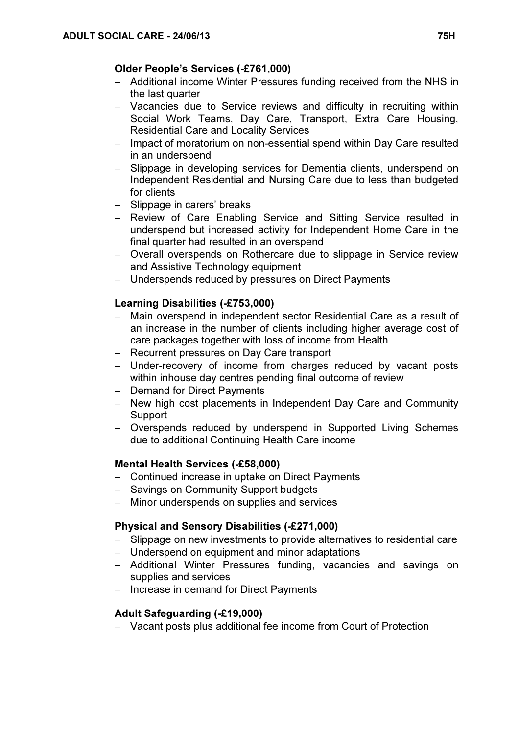**Older People's Services (-£761,000)**

- Additional income Winter Pressures funding received from the NHS in the last quarter
- Vacancies due to Service reviews and difficulty in recruiting within Social Work Teams, Day Care, Transport, Extra Care Housing, Residential Care and Locality Services
- Impact of moratorium on non-essential spend within Day Care resulted in an underspend
- Slippage in developing services for Dementia clients, underspend on Independent Residential and Nursing Care due to less than budgeted for clients
- Slippage in carers' breaks
- Review of Care Enabling Service and Sitting Service resulted in underspend but increased activity for Independent Home Care in the final quarter had resulted in an overspend
- Overall overspends on Rothercare due to slippage in Service review and Assistive Technology equipment
- Underspends reduced by pressures on Direct Payments

**Learning Disabilities (-£753,000)**

- Main overspend in independent sector Residential Care as a result of an increase in the number of clients including higher average cost of care packages together with loss of income from Health
- Recurrent pressures on Day Care transport
- Under-recovery of income from charges reduced by vacant posts within inhouse day centres pending final outcome of review
- Demand for Direct Payments
- New high cost placements in Independent Day Care and Community Support
- Overspends reduced by underspend in Supported Living Schemes due to additional Continuing Health Care income

**Mental Health Services (-£58,000)**

- Continued increase in uptake on Direct Payments
- Savings on Community Support budgets
- Minor underspends on supplies and services

**Physical and Sensory Disabilities (-£271,000)**

- Slippage on new investments to provide alternatives to residential care
- Underspend on equipment and minor adaptations
- Additional Winter Pressures funding, vacancies and savings on supplies and services
- Increase in demand for Direct Payments

**Adult Safeguarding (-£19,000)**

- Vacant posts plus additional fee income from Court of Protection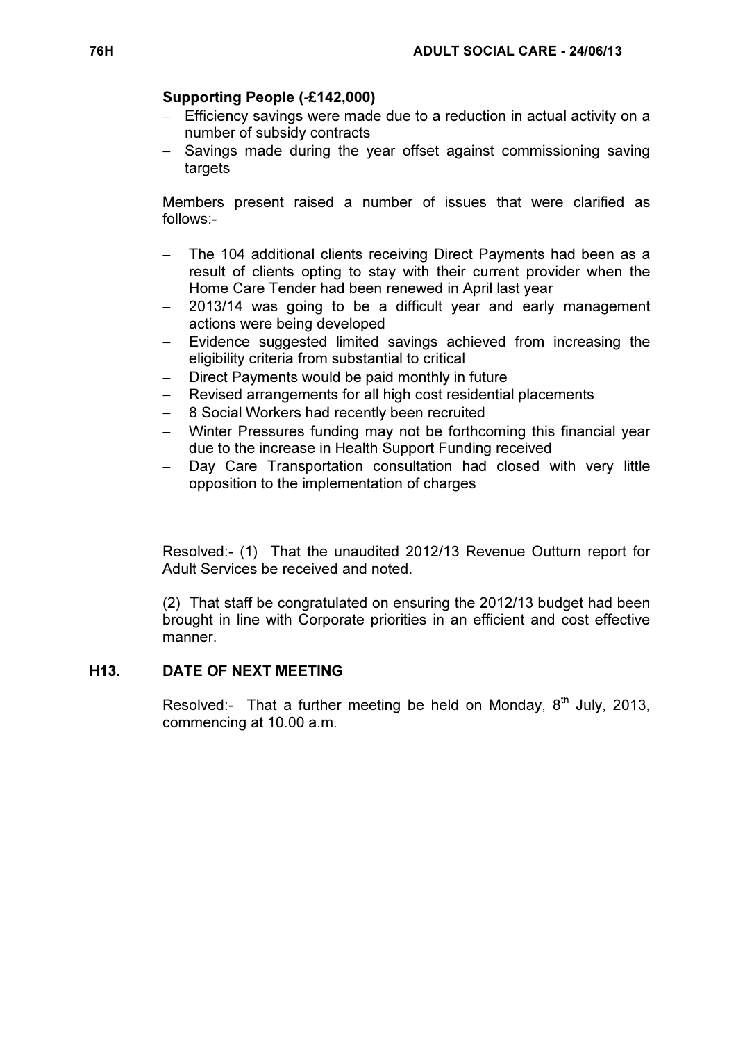**Supporting People (-£142,000)**

- Efficiency savings were made due to a reduction in actual activity on a number of subsidy contracts
- Savings made during the year offset against commissioning saving targets

Members present raised a number of issues that were clarified as follows:-

- The 104 additional clients receiving Direct Payments had been as a result of clients opting to stay with their current provider when the Home Care Tender had been renewed in April last year
- 2013/14 was going to be a difficult year and early management actions were being developed
- Evidence suggested limited savings achieved from increasing the eligibility criteria from substantial to critical
- Direct Payments would be paid monthly in future
- Revised arrangements for all high cost residential placements
- 8 Social Workers had recently been recruited
- Winter Pressures funding may not be forthcoming this financial year due to the increase in Health Support Funding received
- Day Care Transportation consultation had closed with very little opposition to the implementation of charges

Resolved:- (1) That the unaudited 2012/13 Revenue Outturn report for Adult Services be received and noted.

(2) That staff be congratulated on ensuring the 2012/13 budget had been brought in line with Corporate priorities in an efficient and cost effective manner.

## H13. DATE OF NEXT MEETING

Resolved:- That a further meeting be held on Monday, 8th July, 2013, commencing at 10.00 a.m.